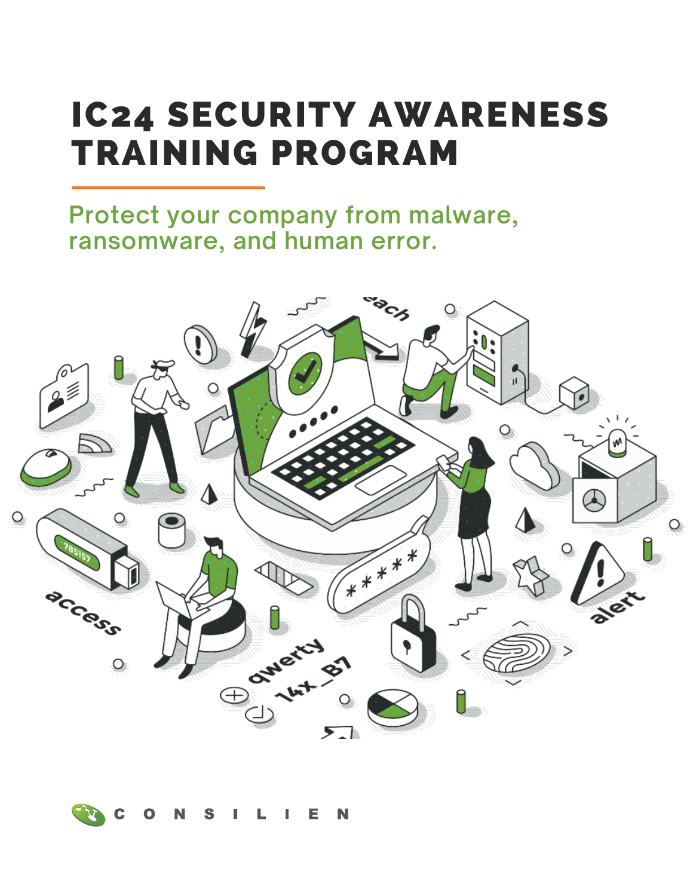# IC24 SECURITY AWARENESS TRAINING PROGRAM

## Protect your company from malware, ransomware, and human error.

CONSILIEN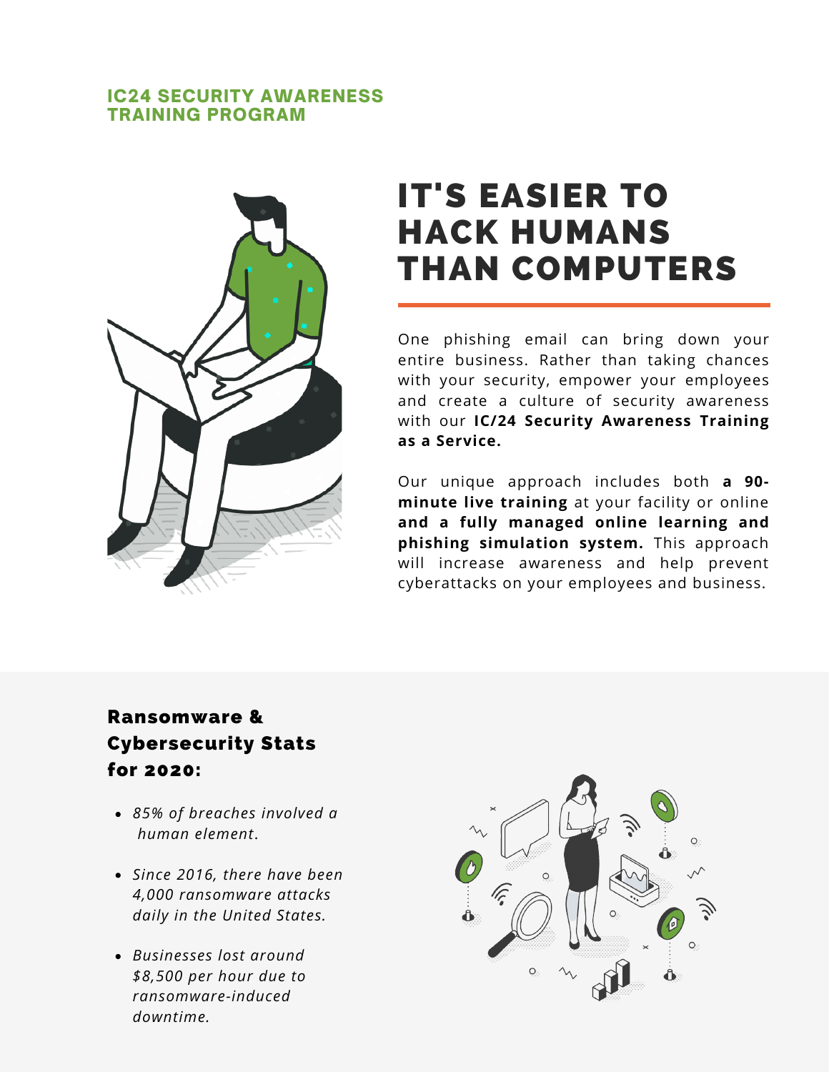**IC24 SECURITY AWARENESS TRAINING PROGRAM**

# IT'S EASIER TO HACK HUMANS THAN COMPUTERS

One phishing email can bring down your entire business. Rather than taking chances with your security, empower your employees and create a culture of security awareness with our **IC/24 Security Awareness Training as a Service.**

Our unique approach includes both **a 90-minute live training** at your facility or online **and a fully managed online learning and phishing simulation system.** This approach will increase awareness and help prevent cyberattacks on your employees and business.

## Ransomware & Cybersecurity Stats for 2020:

- *85% of breaches involved a human element.*
- *Since 2016, there have been 4,000 ransomware attacks daily in the United States.*
- *Businesses lost around $8,500 per hour due to ransomware-induced downtime.*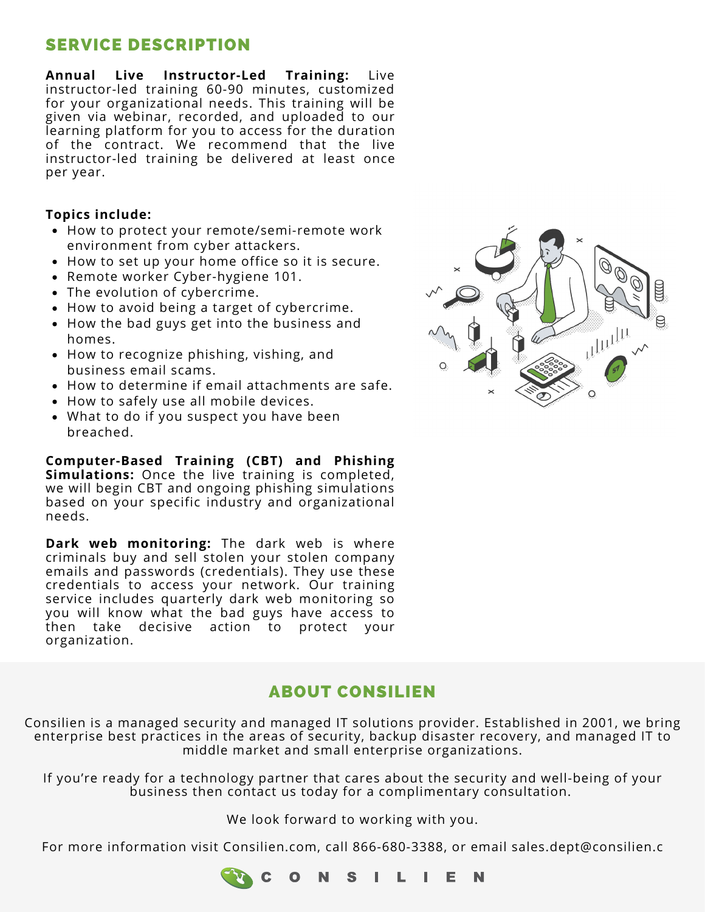## SERVICE DESCRIPTION

**Annual Live Instructor-Led Training:** Live instructor-led training 60-90 minutes, customized for your organizational needs. This training will be given via webinar, recorded, and uploaded to our learning platform for you to access for the duration of the contract. We recommend that the live instructor-led training be delivered at least once per year.

**Topics include:**

- How to protect your remote/semi-remote work environment from cyber attackers.
- How to set up your home office so it is secure.
- Remote worker Cyber-hygiene 101.
- The evolution of cybercrime.
- How to avoid being a target of cybercrime.
- How the bad guys get into the business and homes.
- How to recognize phishing, vishing, and business email scams.
- How to determine if email attachments are safe.
- How to safely use all mobile devices.
- What to do if you suspect you have been breached.

**Computer-Based Training (CBT) and Phishing Simulations:** Once the live training is completed, we will begin CBT and ongoing phishing simulations based on your specific industry and organizational needs.

**Dark web monitoring:** The dark web is where criminals buy and sell stolen your stolen company emails and passwords (credentials). They use these credentials to access your network. Our training service includes quarterly dark web monitoring so you will know what the bad guys have access to then take decisive action to protect your organization.

## ABOUT CONSILIEN

Consilien is a managed security and managed IT solutions provider. Established in 2001, we bring enterprise best practices in the areas of security, backup disaster recovery, and managed IT to middle market and small enterprise organizations.

If you're ready for a technology partner that cares about the security and well-being of your business then contact us today for a complimentary consultation.

We look forward to working with you.

For more information visit Consilien.com, call 866-680-3388, or email sales.dept@consilien.c

CONSILIEN